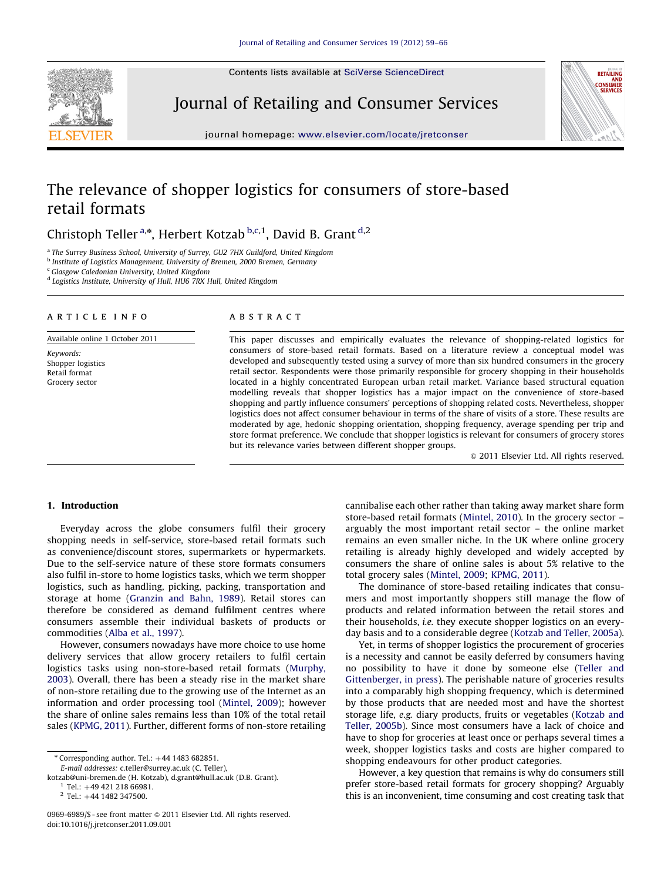# The relevance of shopper logistics for consumers of store-based retail formats

Christoph Teller [a,*], Herbert Kotzab [b,c,1], David B. Grant [d,2]

[a] The Surrey Business School, University of Surrey, GU2 7HX Guildford, United Kingdom
[b] Institute of Logistics Management, University of Bremen, 2000 Bremen, Germany
[c] Glasgow Caledonian University, United Kingdom
[d] Logistics Institute, University of Hull, HU6 7RX Hull, United Kingdom

**ARTICLE INFO**

Available online 1 October 2011

*Keywords:*
Shopper logistics
Retail format
Grocery sector

**ABSTRACT**

This paper discusses and empirically evaluates the relevance of shopping-related logistics for consumers of store-based retail formats. Based on a literature review a conceptual model was developed and subsequently tested using a survey of more than six hundred consumers in the grocery retail sector. Respondents were those primarily responsible for grocery shopping in their households located in a highly concentrated European urban retail market. Variance based structural equation modelling reveals that shopper logistics has a major impact on the convenience of store-based shopping and partly influence consumers' perceptions of shopping related costs. Nevertheless, shopper logistics does not affect consumer behaviour in terms of the share of visits of a store. These results are moderated by age, hedonic shopping orientation, shopping frequency, average spending per trip and store format preference. We conclude that shopper logistics is relevant for consumers of grocery stores but its relevance varies between different shopper groups.

© 2011 Elsevier Ltd. All rights reserved.

## 1. Introduction

Everyday across the globe consumers fulfil their grocery shopping needs in self-service, store-based retail formats such as convenience/discount stores, supermarkets or hypermarkets. Due to the self-service nature of these store formats consumers also fulfil in-store to home logistics tasks, which we term shopper logistics, such as handling, picking, packing, transportation and storage at home (Granzin and Bahn, 1989). Retail stores can therefore be considered as demand fulfilment centres where consumers assemble their individual baskets of products or commodities (Alba et al., 1997).

However, consumers nowadays have more choice to use home delivery services that allow grocery retailers to fulfil certain logistics tasks using non-store-based retail formats (Murphy, 2003). Overall, there has been a steady rise in the market share of non-store retailing due to the growing use of the Internet as an information and order processing tool (Mintel, 2009); however the share of online sales remains less than 10% of the total retail sales (KPMG, 2011). Further, different forms of non-store retailing cannibalise each other rather than taking away market share form store-based retail formats (Mintel, 2010). In the grocery sector – arguably the most important retail sector – the online market remains an even smaller niche. In the UK where online grocery retailing is already highly developed and widely accepted by consumers the share of online sales is about 5% relative to the total grocery sales (Mintel, 2009; KPMG, 2011).

The dominance of store-based retailing indicates that consumers and most importantly shoppers still manage the flow of products and related information between the retail stores and their households, *i.e.* they execute shopper logistics on an everyday basis and to a considerable degree (Kotzab and Teller, 2005a).

Yet, in terms of shopper logistics the procurement of groceries is a necessity and cannot be easily deferred by consumers having no possibility to have it done by someone else (Teller and Gittenberger, in press). The perishable nature of groceries results into a comparably high shopping frequency, which is determined by those products that are needed most and have the shortest storage life, *e.g.* diary products, fruits or vegetables (Kotzab and Teller, 2005b). Since most consumers have a lack of choice and have to shop for groceries at least once or perhaps several times a week, shopper logistics tasks and costs are higher compared to shopping endeavours for other product categories.

However, a key question that remains is why do consumers still prefer store-based retail formats for grocery shopping? Arguably this is an inconvenient, time consuming and cost creating task that

\* Corresponding author. Tel.: +44 1483 682851.
E-mail addresses: c.teller@surrey.ac.uk (C. Teller), kotzab@uni-bremen.de (H. Kotzab), d.grant@hull.ac.uk (D.B. Grant).
[1] Tel.: +49 421 218 66981.
[2] Tel.: +44 1482 347500.

0969-6989/$ - see front matter © 2011 Elsevier Ltd. All rights reserved.
doi:10.1016/j.jretconser.2011.09.001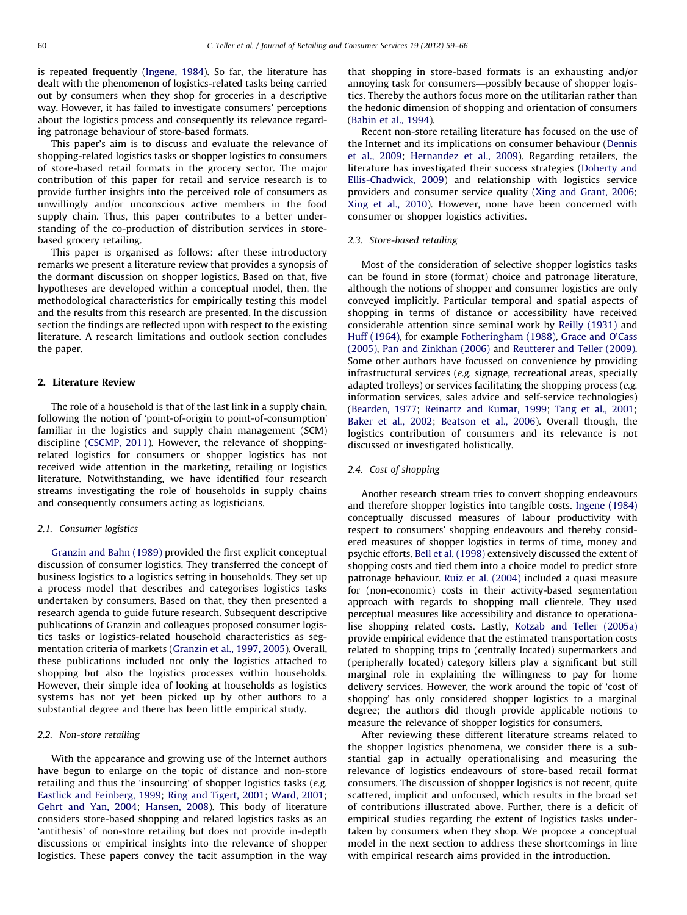is repeated frequently (Ingene, 1984). So far, the literature has dealt with the phenomenon of logistics-related tasks being carried out by consumers when they shop for groceries in a descriptive way. However, it has failed to investigate consumers' perceptions about the logistics process and consequently its relevance regarding patronage behaviour of store-based formats.

This paper's aim is to discuss and evaluate the relevance of shopping-related logistics tasks or shopper logistics to consumers of store-based retail formats in the grocery sector. The major contribution of this paper for retail and service research is to provide further insights into the perceived role of consumers as unwillingly and/or unconscious active members in the food supply chain. Thus, this paper contributes to a better understanding of the co-production of distribution services in store-based grocery retailing.

This paper is organised as follows: after these introductory remarks we present a literature review that provides a synopsis of the dormant discussion on shopper logistics. Based on that, five hypotheses are developed within a conceptual model, then, the methodological characteristics for empirically testing this model and the results from this research are presented. In the discussion section the findings are reflected upon with respect to the existing literature. A research limitations and outlook section concludes the paper.

## 2. Literature Review

The role of a household is that of the last link in a supply chain, following the notion of 'point-of-origin to point-of-consumption' familiar in the logistics and supply chain management (SCM) discipline (CSCMP, 2011). However, the relevance of shopping-related logistics for consumers or shopper logistics has not received wide attention in the marketing, retailing or logistics literature. Notwithstanding, we have identified four research streams investigating the role of households in supply chains and consequently consumers acting as logisticians.

### 2.1. Consumer logistics

Granzin and Bahn (1989) provided the first explicit conceptual discussion of consumer logistics. They transferred the concept of business logistics to a logistics setting in households. They set up a process model that describes and categorises logistics tasks undertaken by consumers. Based on that, they then presented a research agenda to guide future research. Subsequent descriptive publications of Granzin and colleagues proposed consumer logistics tasks or logistics-related household characteristics as segmentation criteria of markets (Granzin et al., 1997, 2005). Overall, these publications included not only the logistics attached to shopping but also the logistics processes within households. However, their simple idea of looking at households as logistics systems has not yet been picked up by other authors to a substantial degree and there has been little empirical study.

### 2.2. Non-store retailing

With the appearance and growing use of the Internet authors have begun to enlarge on the topic of distance and non-store retailing and thus the 'insourcing' of shopper logistics tasks (*e.g.* Eastlick and Feinberg, 1999; Ring and Tigert, 2001; Ward, 2001; Gehrt and Yan, 2004; Hansen, 2008). This body of literature considers store-based shopping and related logistics tasks as an 'antithesis' of non-store retailing but does not provide in-depth discussions or empirical insights into the relevance of shopper logistics. These papers convey the tacit assumption in the way that shopping in store-based formats is an exhausting and/or annoying task for consumers—possibly because of shopper logistics. Thereby the authors focus more on the utilitarian rather than the hedonic dimension of shopping and orientation of consumers (Babin et al., 1994).

Recent non-store retailing literature has focused on the use of the Internet and its implications on consumer behaviour (Dennis et al., 2009; Hernandez et al., 2009). Regarding retailers, the literature has investigated their success strategies (Doherty and Ellis-Chadwick, 2009) and relationship with logistics service providers and consumer service quality (Xing and Grant, 2006; Xing et al., 2010). However, none have been concerned with consumer or shopper logistics activities.

### 2.3. Store-based retailing

Most of the consideration of selective shopper logistics tasks can be found in store (format) choice and patronage literature, although the notions of shopper and consumer logistics are only conveyed implicitly. Particular temporal and spatial aspects of shopping in terms of distance or accessibility have received considerable attention since seminal work by Reilly (1931) and Huff (1964), for example Fotheringham (1988), Grace and O'Cass (2005), Pan and Zinkhan (2006) and Reutterer and Teller (2009). Some other authors have focussed on convenience by providing infrastructural services (*e.g.* signage, recreational areas, specially adapted trolleys) or services facilitating the shopping process (*e.g.* information services, sales advice and self-service technologies) (Bearden, 1977; Reinartz and Kumar, 1999; Tang et al., 2001; Baker et al., 2002; Beatson et al., 2006). Overall though, the logistics contribution of consumers and its relevance is not discussed or investigated holistically.

### 2.4. Cost of shopping

Another research stream tries to convert shopping endeavours and therefore shopper logistics into tangible costs. Ingene (1984) conceptually discussed measures of labour productivity with respect to consumers' shopping endeavours and thereby considered measures of shopper logistics in terms of time, money and psychic efforts. Bell et al. (1998) extensively discussed the extent of shopping costs and tied them into a choice model to predict store patronage behaviour. Ruiz et al. (2004) included a quasi measure for (non-economic) costs in their activity-based segmentation approach with regards to shopping mall clientele. They used perceptual measures like accessibility and distance to operationalise shopping related costs. Lastly, Kotzab and Teller (2005a) provide empirical evidence that the estimated transportation costs related to shopping trips to (centrally located) supermarkets and (peripherally located) category killers play a significant but still marginal role in explaining the willingness to pay for home delivery services. However, the work around the topic of 'cost of shopping' has only considered shopper logistics to a marginal degree; the authors did though provide applicable notions to measure the relevance of shopper logistics for consumers.

After reviewing these different literature streams related to the shopper logistics phenomena, we consider there is a substantial gap in actually operationalising and measuring the relevance of logistics endeavours of store-based retail format consumers. The discussion of shopper logistics is not recent, quite scattered, implicit and unfocused, which results in the broad set of contributions illustrated above. Further, there is a deficit of empirical studies regarding the extent of logistics tasks undertaken by consumers when they shop. We propose a conceptual model in the next section to address these shortcomings in line with empirical research aims provided in the introduction.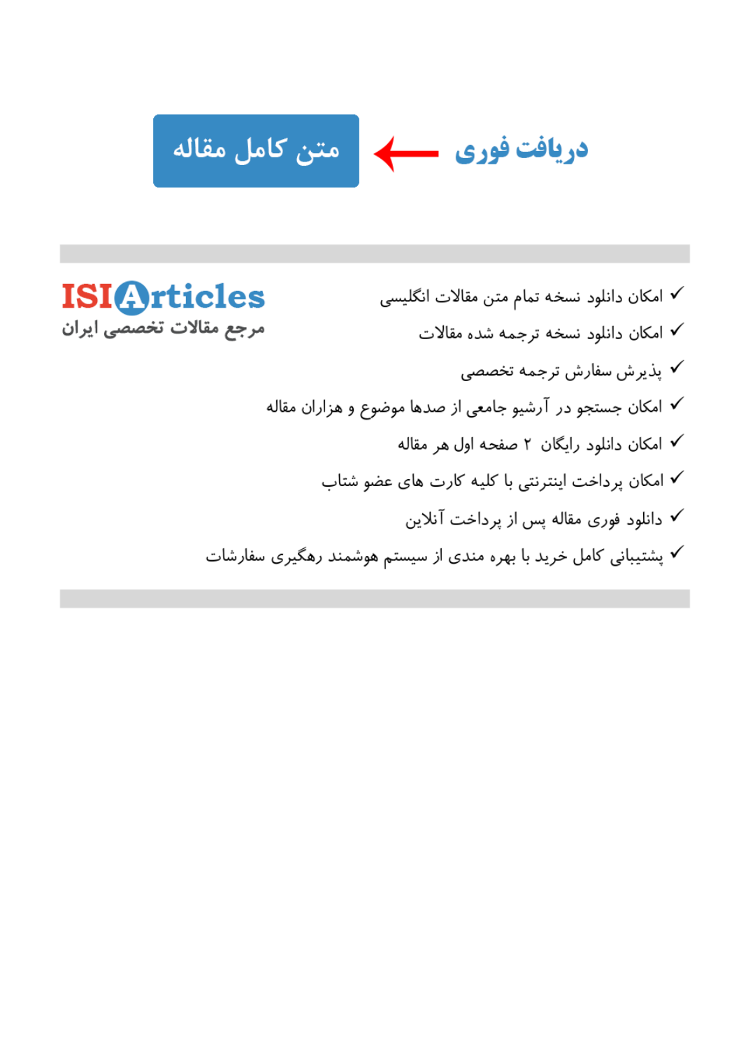دریافت فوری ← متن کامل مقاله

**ISIArticles**

مرجع مقالات تخصصی ایران

- ✓ امکان دانلود نسخه تمام متن مقالات انگلیسی
- ✓ امکان دانلود نسخه ترجمه شده مقالات
- ✓ پذیرش سفارش ترجمه تخصصی
- ✓ امکان جستجو در آرشیو جامعی از صدها موضوع و هزاران مقاله
- ✓ امکان دانلود رایگان ۲ صفحه اول هر مقاله
- ✓ امکان پرداخت اینترنتی با کلیه کارت های عضو شتاب
- ✓ دانلود فوری مقاله پس از پرداخت آنلاین
- ✓ پشتیبانی کامل خرید با بهره مندی از سیستم هوشمند رهگیری سفارشات